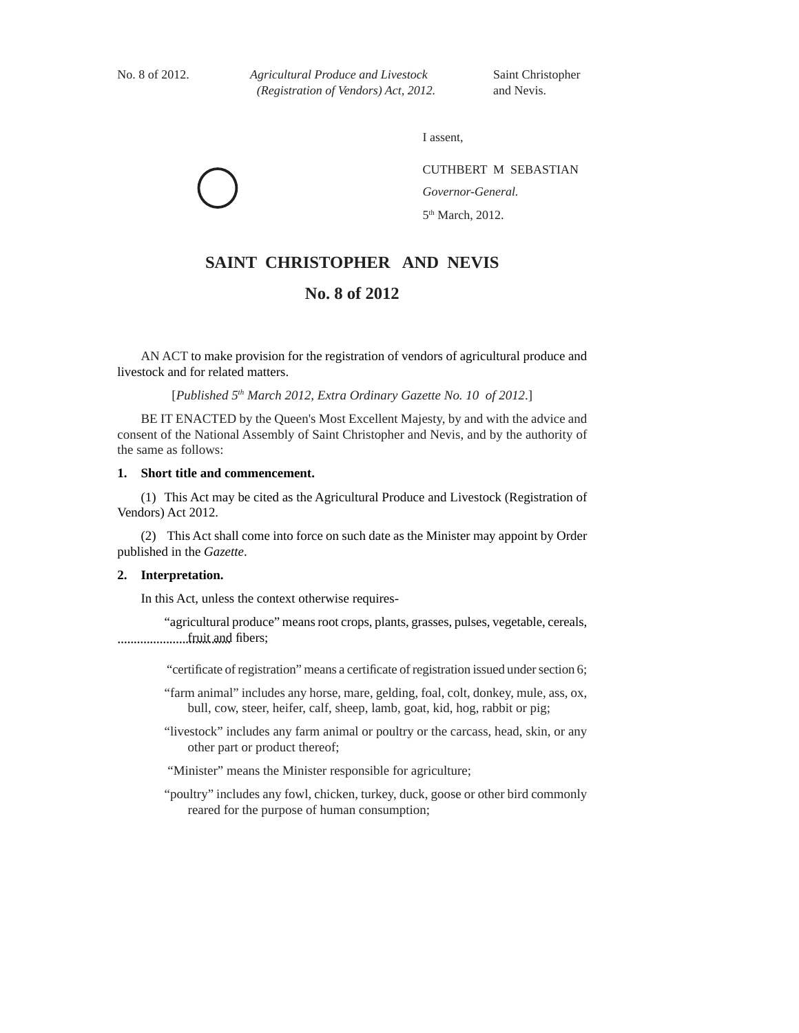I assent,

CUTHBERT M SEBASTIAN

*Governor-General.*

5th March, 2012.

# SAINT CHRISTOPHER AND NEVIS

## No. 8 of 2012

AN ACT to make provision for the registration of vendors of agricultural produce and livestock and for related matters.

[*Published 5th March 2012, Extra Ordinary Gazette No. 10 of 2012.*]

BE IT ENACTED by the Queen's Most Excellent Majesty, by and with the advice and consent of the National Assembly of Saint Christopher and Nevis, and by the authority of the same as follows:

**1. Short title and commencement.**

(1) This Act may be cited as the Agricultural Produce and Livestock (Registration of Vendors) Act 2012.

(2) This Act shall come into force on such date as the Minister may appoint by Order published in the *Gazette*.

**2. Interpretation.**

In this Act, unless the context otherwise requires-

"agricultural produce" means root crops, plants, grasses, pulses, vegetable, cereals, fruit and fibers;

"certificate of registration" means a certificate of registration issued under section 6;

"farm animal" includes any horse, mare, gelding, foal, colt, donkey, mule, ass, ox, bull, cow, steer, heifer, calf, sheep, lamb, goat, kid, hog, rabbit or pig;

"livestock" includes any farm animal or poultry or the carcass, head, skin, or any other part or product thereof;

"Minister" means the Minister responsible for agriculture;

"poultry" includes any fowl, chicken, turkey, duck, goose or other bird commonly reared for the purpose of human consumption;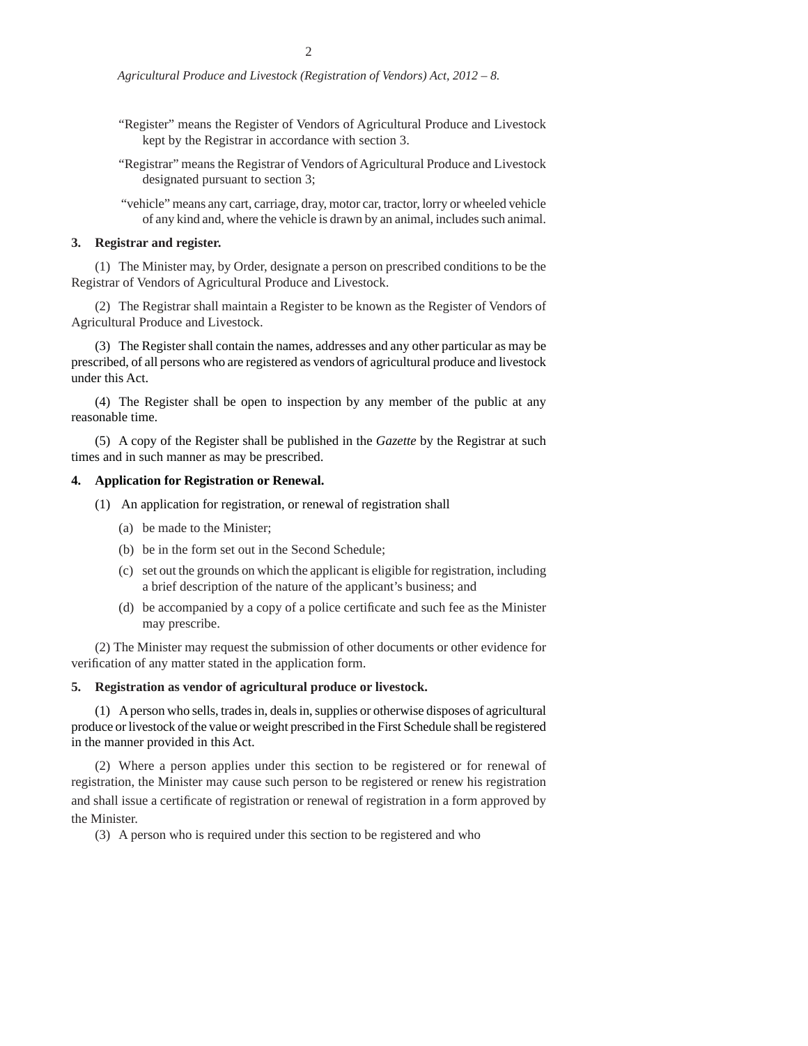"Register" means the Register of Vendors of Agricultural Produce and Livestock kept by the Registrar in accordance with section 3.

"Registrar" means the Registrar of Vendors of Agricultural Produce and Livestock designated pursuant to section 3;

"vehicle" means any cart, carriage, dray, motor car, tractor, lorry or wheeled vehicle of any kind and, where the vehicle is drawn by an animal, includes such animal.

**3. Registrar and register.**

(1) The Minister may, by Order, designate a person on prescribed conditions to be the Registrar of Vendors of Agricultural Produce and Livestock.

(2) The Registrar shall maintain a Register to be known as the Register of Vendors of Agricultural Produce and Livestock.

(3) The Register shall contain the names, addresses and any other particular as may be prescribed, of all persons who are registered as vendors of agricultural produce and livestock under this Act.

(4) The Register shall be open to inspection by any member of the public at any reasonable time.

(5) A copy of the Register shall be published in the *Gazette* by the Registrar at such times and in such manner as may be prescribed.

**4. Application for Registration or Renewal.**

(1) An application for registration, or renewal of registration shall

(a) be made to the Minister;

(b) be in the form set out in the Second Schedule;

(c) set out the grounds on which the applicant is eligible for registration, including a brief description of the nature of the applicant's business; and

(d) be accompanied by a copy of a police certificate and such fee as the Minister may prescribe.

(2) The Minister may request the submission of other documents or other evidence for verification of any matter stated in the application form.

**5. Registration as vendor of agricultural produce or livestock.**

(1) A person who sells, trades in, deals in, supplies or otherwise disposes of agricultural produce or livestock of the value or weight prescribed in the First Schedule shall be registered in the manner provided in this Act.

(2) Where a person applies under this section to be registered or for renewal of registration, the Minister may cause such person to be registered or renew his registration and shall issue a certificate of registration or renewal of registration in a form approved by the Minister.

(3) A person who is required under this section to be registered and who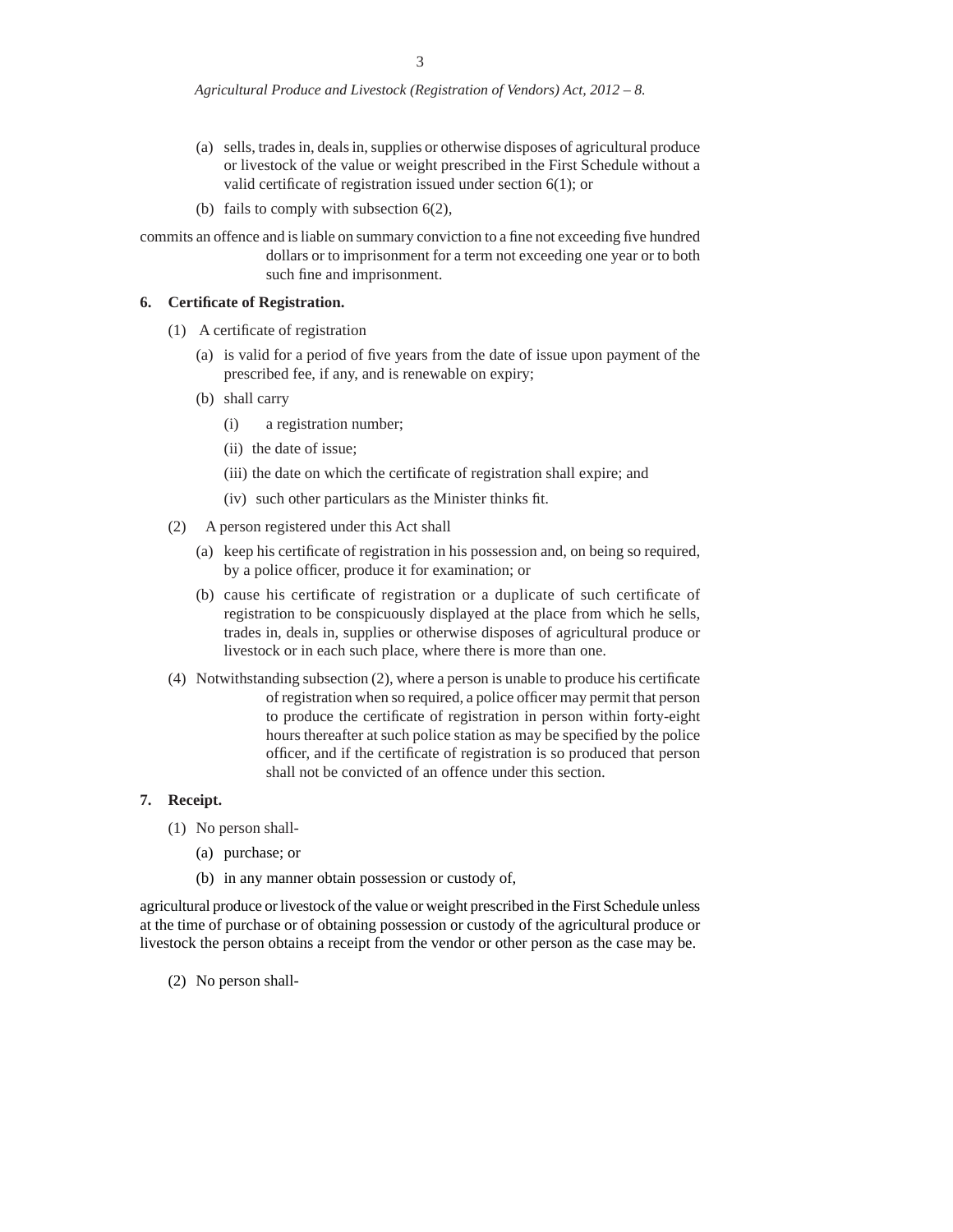(a) sells, trades in, deals in, supplies or otherwise disposes of agricultural produce or livestock of the value or weight prescribed in the First Schedule without a valid certificate of registration issued under section 6(1); or

(b) fails to comply with subsection 6(2),

commits an offence and is liable on summary conviction to a fine not exceeding five hundred dollars or to imprisonment for a term not exceeding one year or to both such fine and imprisonment.

**6. Certificate of Registration.**

(1) A certificate of registration

(a) is valid for a period of five years from the date of issue upon payment of the prescribed fee, if any, and is renewable on expiry;

(b) shall carry

(i) a registration number;

(ii) the date of issue;

(iii) the date on which the certificate of registration shall expire; and

(iv) such other particulars as the Minister thinks fit.

(2) A person registered under this Act shall

(a) keep his certificate of registration in his possession and, on being so required, by a police officer, produce it for examination; or

(b) cause his certificate of registration or a duplicate of such certificate of registration to be conspicuously displayed at the place from which he sells, trades in, deals in, supplies or otherwise disposes of agricultural produce or livestock or in each such place, where there is more than one.

(4) Notwithstanding subsection (2), where a person is unable to produce his certificate of registration when so required, a police officer may permit that person to produce the certificate of registration in person within forty-eight hours thereafter at such police station as may be specified by the police officer, and if the certificate of registration is so produced that person shall not be convicted of an offence under this section.

**7. Receipt.**

(1) No person shall-

(a) purchase; or

(b) in any manner obtain possession or custody of,

agricultural produce or livestock of the value or weight prescribed in the First Schedule unless at the time of purchase or of obtaining possession or custody of the agricultural produce or livestock the person obtains a receipt from the vendor or other person as the case may be.

(2) No person shall-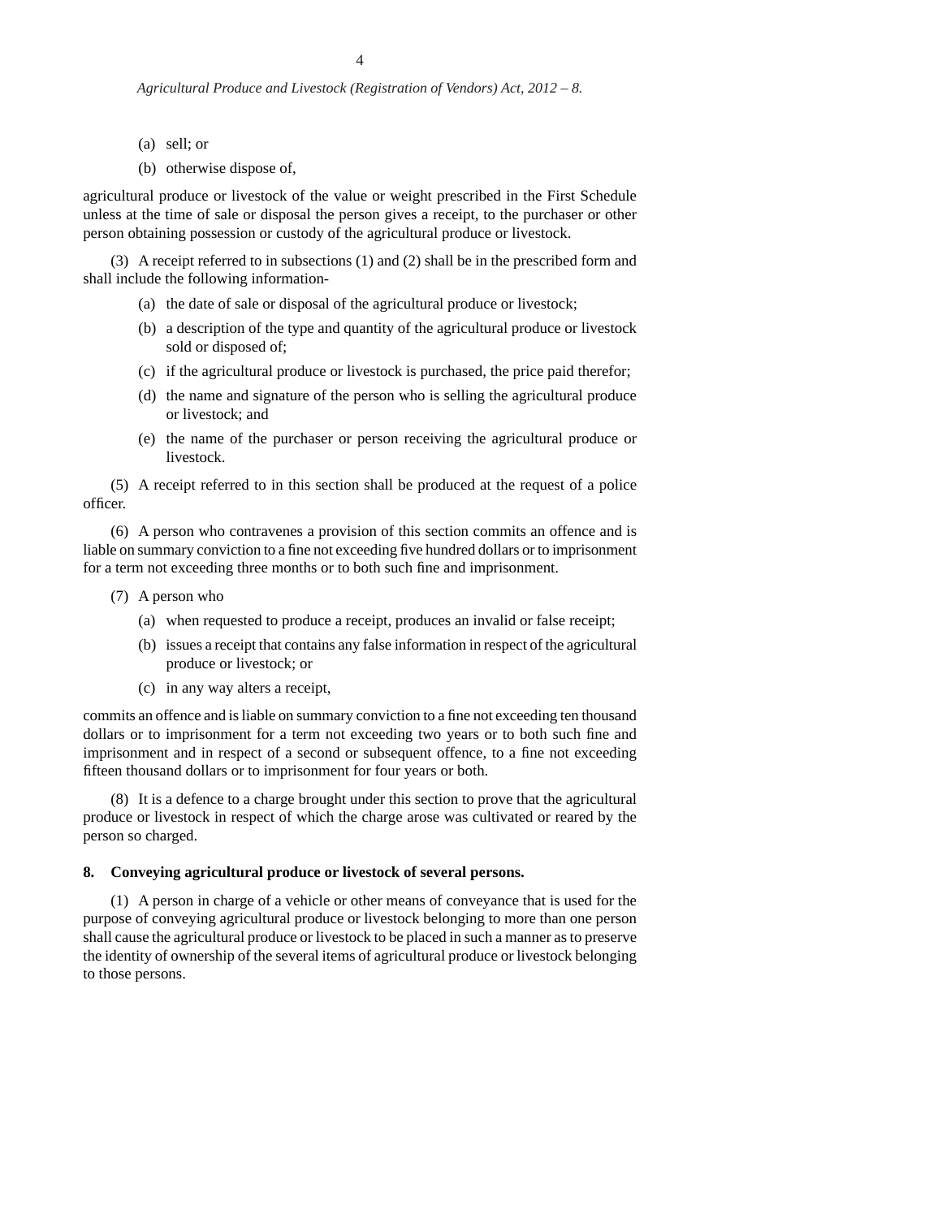(a) sell; or

(b) otherwise dispose of,

agricultural produce or livestock of the value or weight prescribed in the First Schedule unless at the time of sale or disposal the person gives a receipt, to the purchaser or other person obtaining possession or custody of the agricultural produce or livestock.

(3) A receipt referred to in subsections (1) and (2) shall be in the prescribed form and shall include the following information-

(a) the date of sale or disposal of the agricultural produce or livestock;

(b) a description of the type and quantity of the agricultural produce or livestock sold or disposed of;

(c) if the agricultural produce or livestock is purchased, the price paid therefor;

(d) the name and signature of the person who is selling the agricultural produce or livestock; and

(e) the name of the purchaser or person receiving the agricultural produce or livestock.

(5) A receipt referred to in this section shall be produced at the request of a police officer.

(6) A person who contravenes a provision of this section commits an offence and is liable on summary conviction to a fine not exceeding five hundred dollars or to imprisonment for a term not exceeding three months or to both such fine and imprisonment.

(7) A person who

(a) when requested to produce a receipt, produces an invalid or false receipt;

(b) issues a receipt that contains any false information in respect of the agricultural produce or livestock; or

(c) in any way alters a receipt,

commits an offence and is liable on summary conviction to a fine not exceeding ten thousand dollars or to imprisonment for a term not exceeding two years or to both such fine and imprisonment and in respect of a second or subsequent offence, to a fine not exceeding fifteen thousand dollars or to imprisonment for four years or both.

(8) It is a defence to a charge brought under this section to prove that the agricultural produce or livestock in respect of which the charge arose was cultivated or reared by the person so charged.

**8. Conveying agricultural produce or livestock of several persons.**

(1) A person in charge of a vehicle or other means of conveyance that is used for the purpose of conveying agricultural produce or livestock belonging to more than one person shall cause the agricultural produce or livestock to be placed in such a manner as to preserve the identity of ownership of the several items of agricultural produce or livestock belonging to those persons.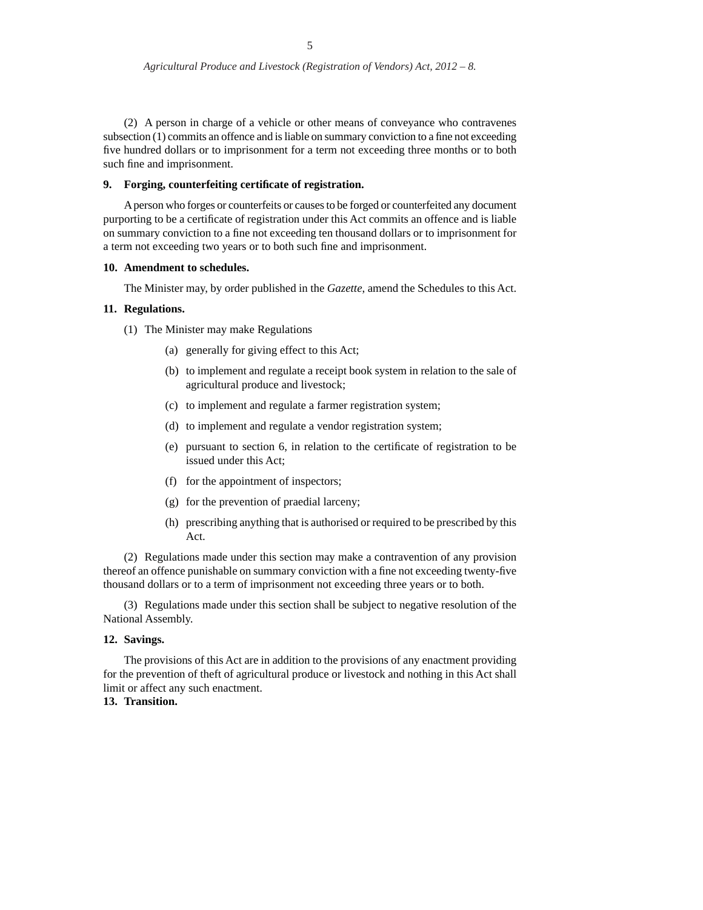(2) A person in charge of a vehicle or other means of conveyance who contravenes subsection (1) commits an offence and is liable on summary conviction to a fine not exceeding five hundred dollars or to imprisonment for a term not exceeding three months or to both such fine and imprisonment.

**9. Forging, counterfeiting certificate of registration.**

A person who forges or counterfeits or causes to be forged or counterfeited any document purporting to be a certificate of registration under this Act commits an offence and is liable on summary conviction to a fine not exceeding ten thousand dollars or to imprisonment for a term not exceeding two years or to both such fine and imprisonment.

**10. Amendment to schedules.**

The Minister may, by order published in the *Gazette*, amend the Schedules to this Act.

**11. Regulations.**

(1) The Minister may make Regulations

(a) generally for giving effect to this Act;

(b) to implement and regulate a receipt book system in relation to the sale of agricultural produce and livestock;

(c) to implement and regulate a farmer registration system;

(d) to implement and regulate a vendor registration system;

(e) pursuant to section 6, in relation to the certificate of registration to be issued under this Act;

(f) for the appointment of inspectors;

(g) for the prevention of praedial larceny;

(h) prescribing anything that is authorised or required to be prescribed by this Act.

(2) Regulations made under this section may make a contravention of any provision thereof an offence punishable on summary conviction with a fine not exceeding twenty-five thousand dollars or to a term of imprisonment not exceeding three years or to both.

(3) Regulations made under this section shall be subject to negative resolution of the National Assembly.

**12. Savings.**

The provisions of this Act are in addition to the provisions of any enactment providing for the prevention of theft of agricultural produce or livestock and nothing in this Act shall limit or affect any such enactment.

**13. Transition.**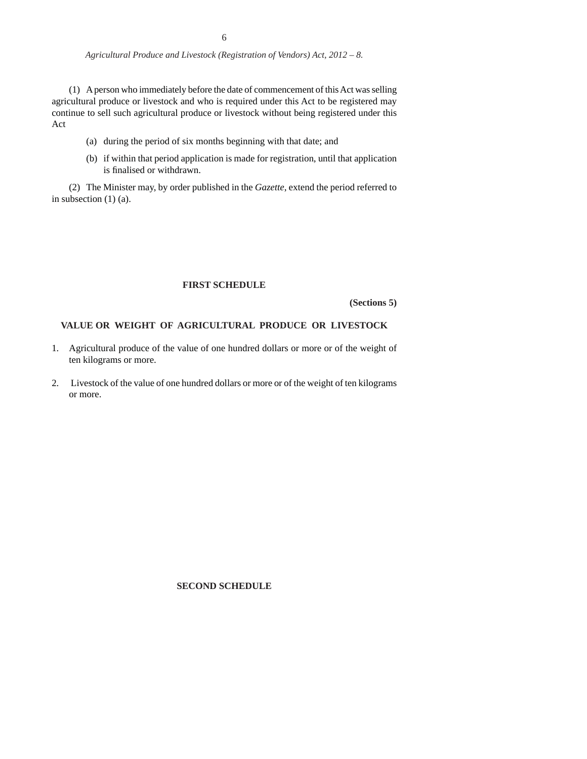(1) A person who immediately before the date of commencement of this Act was selling agricultural produce or livestock and who is required under this Act to be registered may continue to sell such agricultural produce or livestock without being registered under this Act

(a) during the period of six months beginning with that date; and

(b) if within that period application is made for registration, until that application is finalised or withdrawn.

(2) The Minister may, by order published in the *Gazette*, extend the period referred to in subsection (1) (a).

## FIRST SCHEDULE

**(Sections 5)**

### VALUE OR WEIGHT OF AGRICULTURAL PRODUCE OR LIVESTOCK

1. Agricultural produce of the value of one hundred dollars or more or of the weight of ten kilograms or more.

2. Livestock of the value of one hundred dollars or more or of the weight of ten kilograms or more.

## SECOND SCHEDULE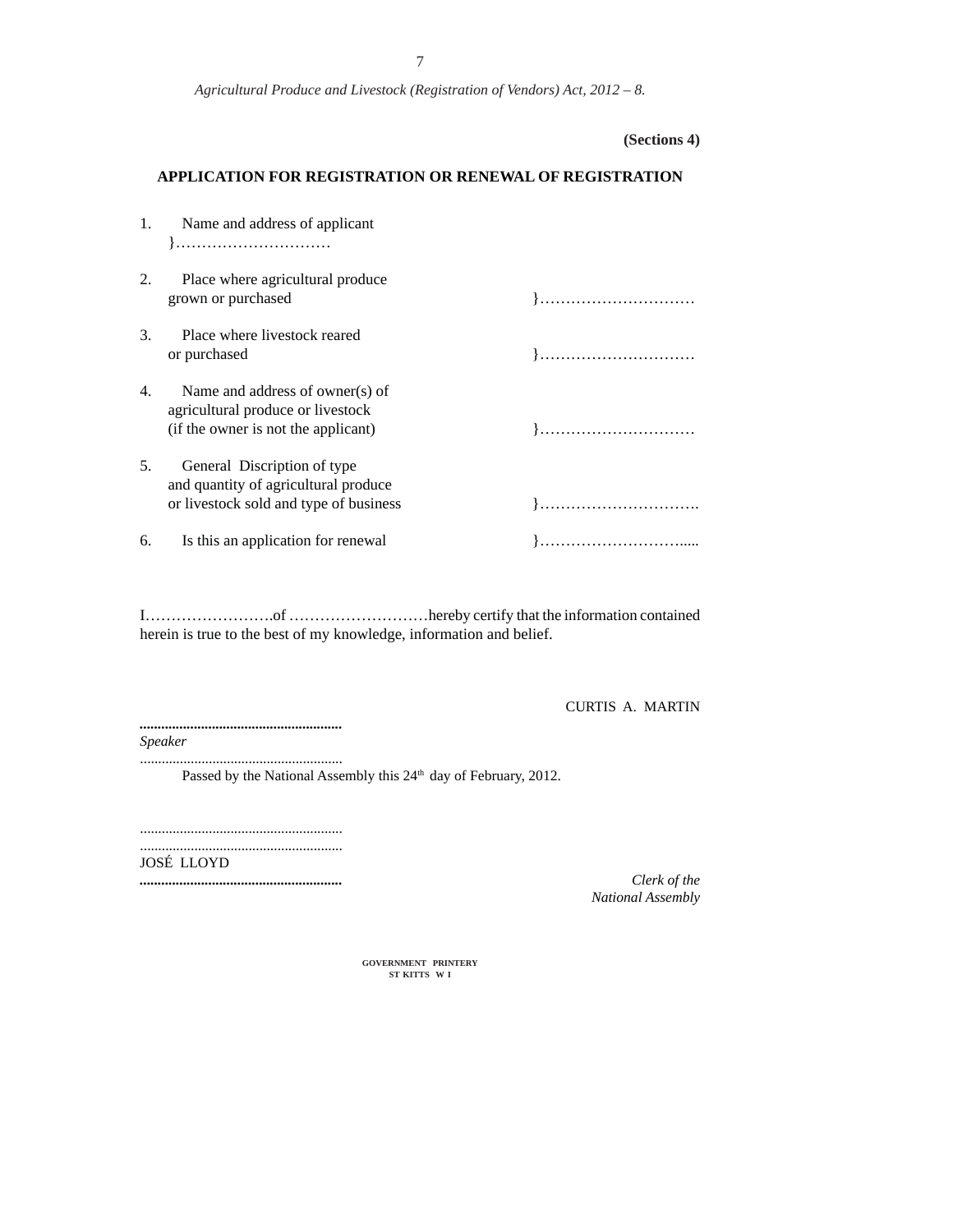(Sections 4)

**APPLICATION FOR REGISTRATION OR RENEWAL OF REGISTRATION**

1. Name and address of applicant }…………………………

2. Place where agricultural produce grown or purchased }…………………………

3. Place where livestock reared or purchased }…………………………

4. Name and address of owner(s) of agricultural produce or livestock (if the owner is not the applicant) }…………………………

5. General Discription of type and quantity of agricultural produce or livestock sold and type of business }………………………….

6. Is this an application for renewal }……………………….....

I…………………….of ………………………hereby certify that the information contained herein is true to the best of my knowledge, information and belief.

CURTIS A. MARTIN

.......................................................

*Speaker*

.......................................................

Passed by the National Assembly this 24th day of February, 2012.

.......................................................

.......................................................

JOSÉ LLOYD

.......................................................

*Clerk of the National Assembly*

GOVERNMENT PRINTERY
ST KITTS W I